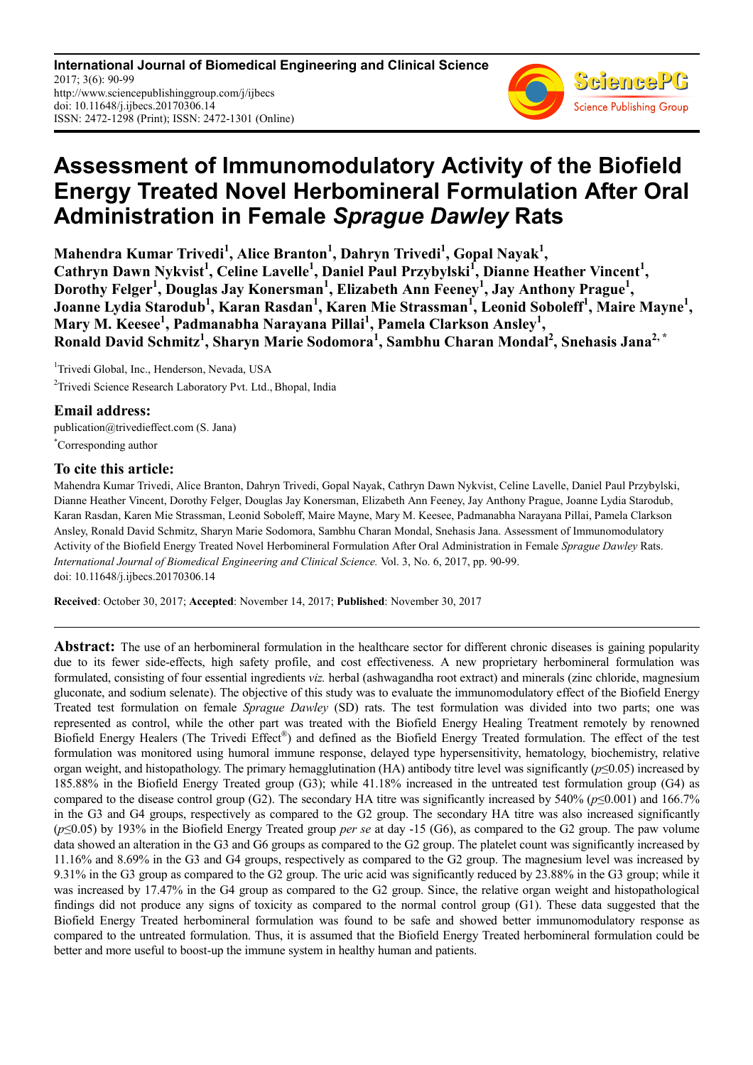**International Journal of Biomedical Engineering and Clinical Science**
2017; 3(6): 90-99
http://www.sciencepublishinggroup.com/j/ijbecs
doi: 10.11648/j.ijbecs.20170306.14
ISSN: 2472-1298 (Print); ISSN: 2472-1301 (Online)

# Assessment of Immunomodulatory Activity of the Biofield Energy Treated Novel Herbomineral Formulation After Oral Administration in Female *Sprague Dawley* Rats

**Mahendra Kumar Trivedi[1], Alice Branton[1], Dahryn Trivedi[1], Gopal Nayak[1], Cathryn Dawn Nykvist[1], Celine Lavelle[1], Daniel Paul Przybylski[1], Dianne Heather Vincent[1], Dorothy Felger[1], Douglas Jay Konersman[1], Elizabeth Ann Feeney[1], Jay Anthony Prague[1], Joanne Lydia Starodub[1], Karan Rasdan[1], Karen Mie Strassman[1], Leonid Soboleff[1], Maire Mayne[1], Mary M. Keesee[1], Padmanabha Narayana Pillai[1], Pamela Clarkson Ansley[1], Ronald David Schmitz[1], Sharyn Marie Sodomora[1], Sambhu Charan Mondal[2], Snehasis Jana[2, *]**

[1]Trivedi Global, Inc., Henderson, Nevada, USA

[2]Trivedi Science Research Laboratory Pvt. Ltd., Bhopal, India

## Email address:

publication@trivedieffect.com (S. Jana)

[*]Corresponding author

## To cite this article:

Mahendra Kumar Trivedi, Alice Branton, Dahryn Trivedi, Gopal Nayak, Cathryn Dawn Nykvist, Celine Lavelle, Daniel Paul Przybylski, Dianne Heather Vincent, Dorothy Felger, Douglas Jay Konersman, Elizabeth Ann Feeney, Jay Anthony Prague, Joanne Lydia Starodub, Karan Rasdan, Karen Mie Strassman, Leonid Soboleff, Maire Mayne, Mary M. Keesee, Padmanabha Narayana Pillai, Pamela Clarkson Ansley, Ronald David Schmitz, Sharyn Marie Sodomora, Sambhu Charan Mondal, Snehasis Jana. Assessment of Immunomodulatory Activity of the Biofield Energy Treated Novel Herbomineral Formulation After Oral Administration in Female *Sprague Dawley* Rats. *International Journal of Biomedical Engineering and Clinical Science.* Vol. 3, No. 6, 2017, pp. 90-99. doi: 10.11648/j.ijbecs.20170306.14

**Received**: October 30, 2017; **Accepted**: November 14, 2017; **Published**: November 30, 2017

---

**Abstract:** The use of an herbomineral formulation in the healthcare sector for different chronic diseases is gaining popularity due to its fewer side-effects, high safety profile, and cost effectiveness. A new proprietary herbomineral formulation was formulated, consisting of four essential ingredients *viz.* herbal (ashwagandha root extract) and minerals (zinc chloride, magnesium gluconate, and sodium selenate). The objective of this study was to evaluate the immunomodulatory effect of the Biofield Energy Treated test formulation on female *Sprague Dawley* (SD) rats. The test formulation was divided into two parts; one was represented as control, while the other part was treated with the Biofield Energy Healing Treatment remotely by renowned Biofield Energy Healers (The Trivedi Effect®) and defined as the Biofield Energy Treated formulation. The effect of the test formulation was monitored using humoral immune response, delayed type hypersensitivity, hematology, biochemistry, relative organ weight, and histopathology. The primary hemagglutination (HA) antibody titre level was significantly ($p \leq 0.05$) increased by 185.88% in the Biofield Energy Treated group (G3); while 41.18% increased in the untreated test formulation group (G4) as compared to the disease control group (G2). The secondary HA titre was significantly increased by 540% ($p \leq 0.001$) and 166.7% in the G3 and G4 groups, respectively as compared to the G2 group. The secondary HA titre was also increased significantly ($p \leq 0.05$) by 193% in the Biofield Energy Treated group *per se* at day -15 (G6), as compared to the G2 group. The paw volume data showed an alteration in the G3 and G6 groups as compared to the G2 group. The platelet count was significantly increased by 11.16% and 8.69% in the G3 and G4 groups, respectively as compared to the G2 group. The magnesium level was increased by 9.31% in the G3 group as compared to the G2 group. The uric acid was significantly reduced by 23.88% in the G3 group; while it was increased by 17.47% in the G4 group as compared to the G2 group. Since, the relative organ weight and histopathological findings did not produce any signs of toxicity as compared to the normal control group (G1). These data suggested that the Biofield Energy Treated herbomineral formulation was found to be safe and showed better immunomodulatory response as compared to the untreated formulation. Thus, it is assumed that the Biofield Energy Treated herbomineral formulation could be better and more useful to boost-up the immune system in healthy human and patients.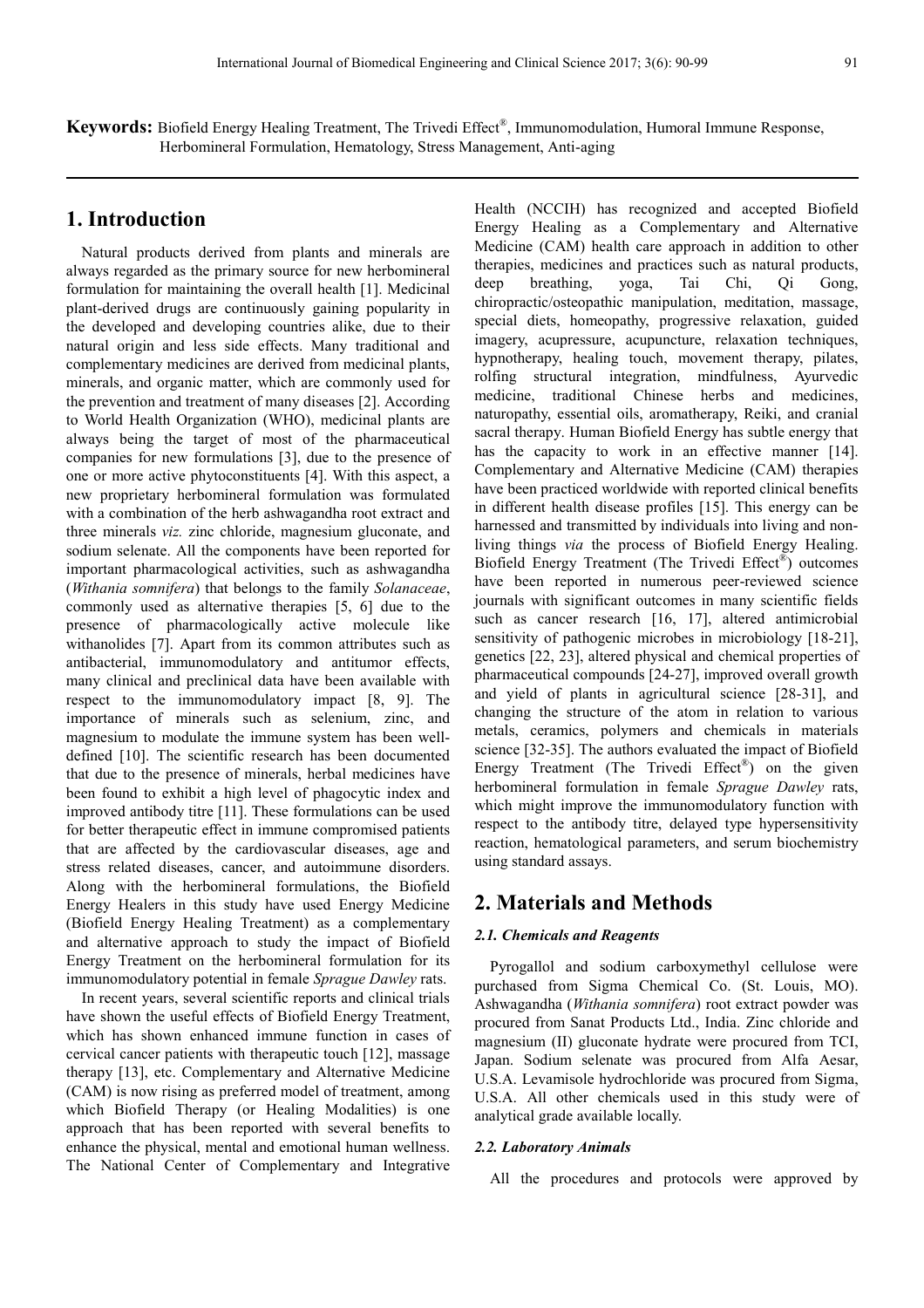**Keywords:** Biofield Energy Healing Treatment, The Trivedi Effect®, Immunomodulation, Humoral Immune Response, Herbomineral Formulation, Hematology, Stress Management, Anti-aging

## 1. Introduction

Natural products derived from plants and minerals are always regarded as the primary source for new herbomineral formulation for maintaining the overall health [1]. Medicinal plant-derived drugs are continuously gaining popularity in the developed and developing countries alike, due to their natural origin and less side effects. Many traditional and complementary medicines are derived from medicinal plants, minerals, and organic matter, which are commonly used for the prevention and treatment of many diseases [2]. According to World Health Organization (WHO), medicinal plants are always being the target of most of the pharmaceutical companies for new formulations [3], due to the presence of one or more active phytoconstituents [4]. With this aspect, a new proprietary herbomineral formulation was formulated with a combination of the herb ashwagandha root extract and three minerals *viz.* zinc chloride, magnesium gluconate, and sodium selenate. All the components have been reported for important pharmacological activities, such as ashwagandha (*Withania somnifera*) that belongs to the family *Solanaceae*, commonly used as alternative therapies [5, 6] due to the presence of pharmacologically active molecule like withanolides [7]. Apart from its common attributes such as antibacterial, immunomodulatory and antitumor effects, many clinical and preclinical data have been available with respect to the immunomodulatory impact [8, 9]. The importance of minerals such as selenium, zinc, and magnesium to modulate the immune system has been well-defined [10]. The scientific research has been documented that due to the presence of minerals, herbal medicines have been found to exhibit a high level of phagocytic index and improved antibody titre [11]. These formulations can be used for better therapeutic effect in immune compromised patients that are affected by the cardiovascular diseases, age and stress related diseases, cancer, and autoimmune disorders. Along with the herbomineral formulations, the Biofield Energy Healers in this study have used Energy Medicine (Biofield Energy Healing Treatment) as a complementary and alternative approach to study the impact of Biofield Energy Treatment on the herbomineral formulation for its immunomodulatory potential in female *Sprague Dawley* rats.

In recent years, several scientific reports and clinical trials have shown the useful effects of Biofield Energy Treatment, which has shown enhanced immune function in cases of cervical cancer patients with therapeutic touch [12], massage therapy [13], etc. Complementary and Alternative Medicine (CAM) is now rising as preferred model of treatment, among which Biofield Therapy (or Healing Modalities) is one approach that has been reported with several benefits to enhance the physical, mental and emotional human wellness. The National Center of Complementary and Integrative Health (NCCIH) has recognized and accepted Biofield Energy Healing as a Complementary and Alternative Medicine (CAM) health care approach in addition to other therapies, medicines and practices such as natural products, deep breathing, yoga, Tai Chi, Qi Gong, chiropractic/osteopathic manipulation, meditation, massage, special diets, homeopathy, progressive relaxation, guided imagery, acupressure, acupuncture, relaxation techniques, hypnotherapy, healing touch, movement therapy, pilates, rolfing structural integration, mindfulness, Ayurvedic medicine, traditional Chinese herbs and medicines, naturopathy, essential oils, aromatherapy, Reiki, and cranial sacral therapy. Human Biofield Energy has subtle energy that has the capacity to work in an effective manner [14]. Complementary and Alternative Medicine (CAM) therapies have been practiced worldwide with reported clinical benefits in different health disease profiles [15]. This energy can be harnessed and transmitted by individuals into living and non-living things *via* the process of Biofield Energy Healing. Biofield Energy Treatment (The Trivedi Effect®) outcomes have been reported in numerous peer-reviewed science journals with significant outcomes in many scientific fields such as cancer research [16, 17], altered antimicrobial sensitivity of pathogenic microbes in microbiology [18-21], genetics [22, 23], altered physical and chemical properties of pharmaceutical compounds [24-27], improved overall growth and yield of plants in agricultural science [28-31], and changing the structure of the atom in relation to various metals, ceramics, polymers and chemicals in materials science [32-35]. The authors evaluated the impact of Biofield Energy Treatment (The Trivedi Effect®) on the given herbomineral formulation in female *Sprague Dawley* rats, which might improve the immunomodulatory function with respect to the antibody titre, delayed type hypersensitivity reaction, hematological parameters, and serum biochemistry using standard assays.

## 2. Materials and Methods

### 2.1. Chemicals and Reagents

Pyrogallol and sodium carboxymethyl cellulose were purchased from Sigma Chemical Co. (St. Louis, MO). Ashwagandha (*Withania somnifera*) root extract powder was procured from Sanat Products Ltd., India. Zinc chloride and magnesium (II) gluconate hydrate were procured from TCI, Japan. Sodium selenate was procured from Alfa Aesar, U.S.A. Levamisole hydrochloride was procured from Sigma, U.S.A. All other chemicals used in this study were of analytical grade available locally.

### 2.2. Laboratory Animals

All the procedures and protocols were approved by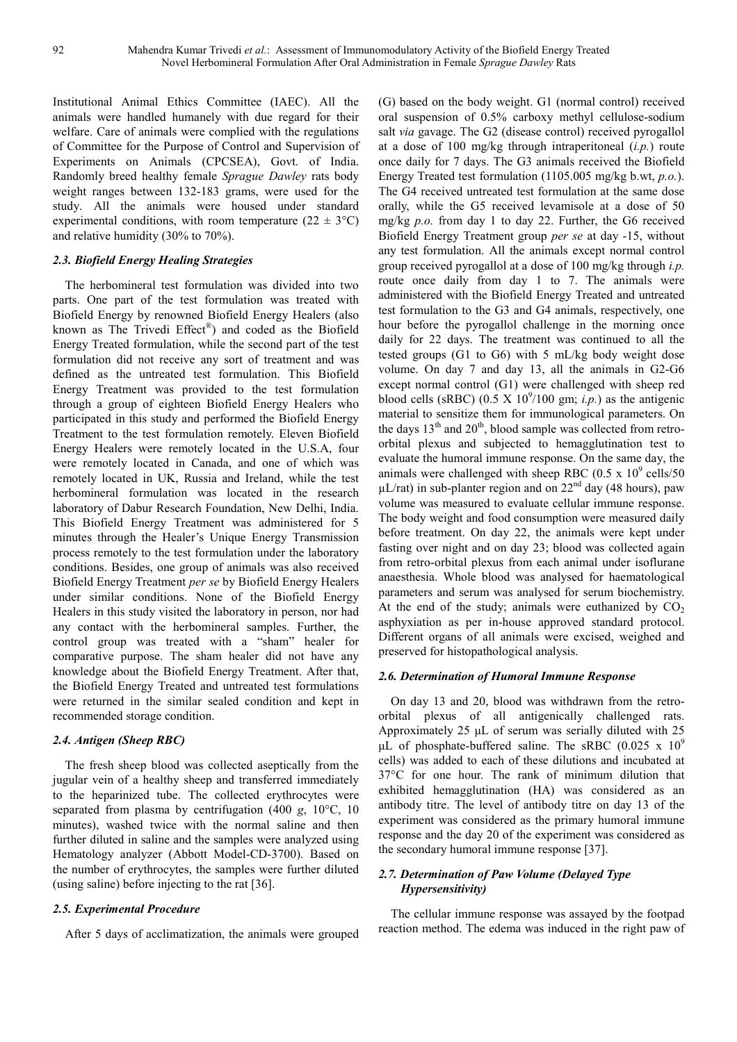Institutional Animal Ethics Committee (IAEC). All the animals were handled humanely with due regard for their welfare. Care of animals were complied with the regulations of Committee for the Purpose of Control and Supervision of Experiments on Animals (CPCSEA), Govt. of India. Randomly breed healthy female *Sprague Dawley* rats body weight ranges between 132-183 grams, were used for the study. All the animals were housed under standard experimental conditions, with room temperature ($22 \pm 3$°C) and relative humidity (30% to 70%).

### 2.3. Biofield Energy Healing Strategies

The herbomineral test formulation was divided into two parts. One part of the test formulation was treated with Biofield Energy by renowned Biofield Energy Healers (also known as The Trivedi Effect®) and coded as the Biofield Energy Treated formulation, while the second part of the test formulation did not receive any sort of treatment and was defined as the untreated test formulation. This Biofield Energy Treatment was provided to the test formulation through a group of eighteen Biofield Energy Healers who participated in this study and performed the Biofield Energy Treatment to the test formulation remotely. Eleven Biofield Energy Healers were remotely located in the U.S.A, four were remotely located in Canada, and one of which was remotely located in UK, Russia and Ireland, while the test herbomineral formulation was located in the research laboratory of Dabur Research Foundation, New Delhi, India. This Biofield Energy Treatment was administered for 5 minutes through the Healer's Unique Energy Transmission process remotely to the test formulation under the laboratory conditions. Besides, one group of animals was also received Biofield Energy Treatment *per se* by Biofield Energy Healers under similar conditions. None of the Biofield Energy Healers in this study visited the laboratory in person, nor had any contact with the herbomineral samples. Further, the control group was treated with a "sham" healer for comparative purpose. The sham healer did not have any knowledge about the Biofield Energy Treatment. After that, the Biofield Energy Treated and untreated test formulations were returned in the similar sealed condition and kept in recommended storage condition.

### 2.4. Antigen (Sheep RBC)

The fresh sheep blood was collected aseptically from the jugular vein of a healthy sheep and transferred immediately to the heparinized tube. The collected erythrocytes were separated from plasma by centrifugation (400 *g*, 10°C, 10 minutes), washed twice with the normal saline and then further diluted in saline and the samples were analyzed using Hematology analyzer (Abbott Model-CD-3700). Based on the number of erythrocytes, the samples were further diluted (using saline) before injecting to the rat [36].

### 2.5. Experimental Procedure

After 5 days of acclimatization, the animals were grouped (G) based on the body weight. G1 (normal control) received oral suspension of 0.5% carboxy methyl cellulose-sodium salt *via* gavage. The G2 (disease control) received pyrogallol at a dose of 100 mg/kg through intraperitoneal (*i.p.*) route once daily for 7 days. The G3 animals received the Biofield Energy Treated test formulation (1105.005 mg/kg b.wt, *p.o.*). The G4 received untreated test formulation at the same dose orally, while the G5 received levamisole at a dose of 50 mg/kg *p.o.* from day 1 to day 22. Further, the G6 received Biofield Energy Treatment group *per se* at day -15, without any test formulation. All the animals except normal control group received pyrogallol at a dose of 100 mg/kg through *i.p.* route once daily from day 1 to 7. The animals were administered with the Biofield Energy Treated and untreated test formulation to the G3 and G4 animals, respectively, one hour before the pyrogallol challenge in the morning once daily for 22 days. The treatment was continued to all the tested groups (G1 to G6) with 5 mL/kg body weight dose volume. On day 7 and day 13, all the animals in G2-G6 except normal control (G1) were challenged with sheep red blood cells (sRBC) ($0.5 \times 10^9$/100 gm; *i.p.*) as the antigenic material to sensitize them for immunological parameters. On the days 13th and 20th, blood sample was collected from retro-orbital plexus and subjected to hemagglutination test to evaluate the humoral immune response. On the same day, the animals were challenged with sheep RBC ($0.5 \times 10^9$ cells/50 µL/rat) in sub-planter region and on 22nd day (48 hours), paw volume was measured to evaluate cellular immune response. The body weight and food consumption were measured daily before treatment. On day 22, the animals were kept under fasting over night and on day 23; blood was collected again from retro-orbital plexus from each animal under isoflurane anaesthesia. Whole blood was analysed for haematological parameters and serum was analysed for serum biochemistry. At the end of the study; animals were euthanized by $CO_2$ asphyxiation as per in-house approved standard protocol. Different organs of all animals were excised, weighed and preserved for histopathological analysis.

### 2.6. Determination of Humoral Immune Response

On day 13 and 20, blood was withdrawn from the retro-orbital plexus of all antigenically challenged rats. Approximately 25 µL of serum was serially diluted with 25 µL of phosphate-buffered saline. The sRBC ($0.025 \times 10^9$ cells) was added to each of these dilutions and incubated at 37°C for one hour. The rank of minimum dilution that exhibited hemagglutination (HA) was considered as an antibody titre. The level of antibody titre on day 13 of the experiment was considered as the primary humoral immune response and the day 20 of the experiment was considered as the secondary humoral immune response [37].

### 2.7. Determination of Paw Volume (Delayed Type Hypersensitivity)

The cellular immune response was assayed by the footpad reaction method. The edema was induced in the right paw of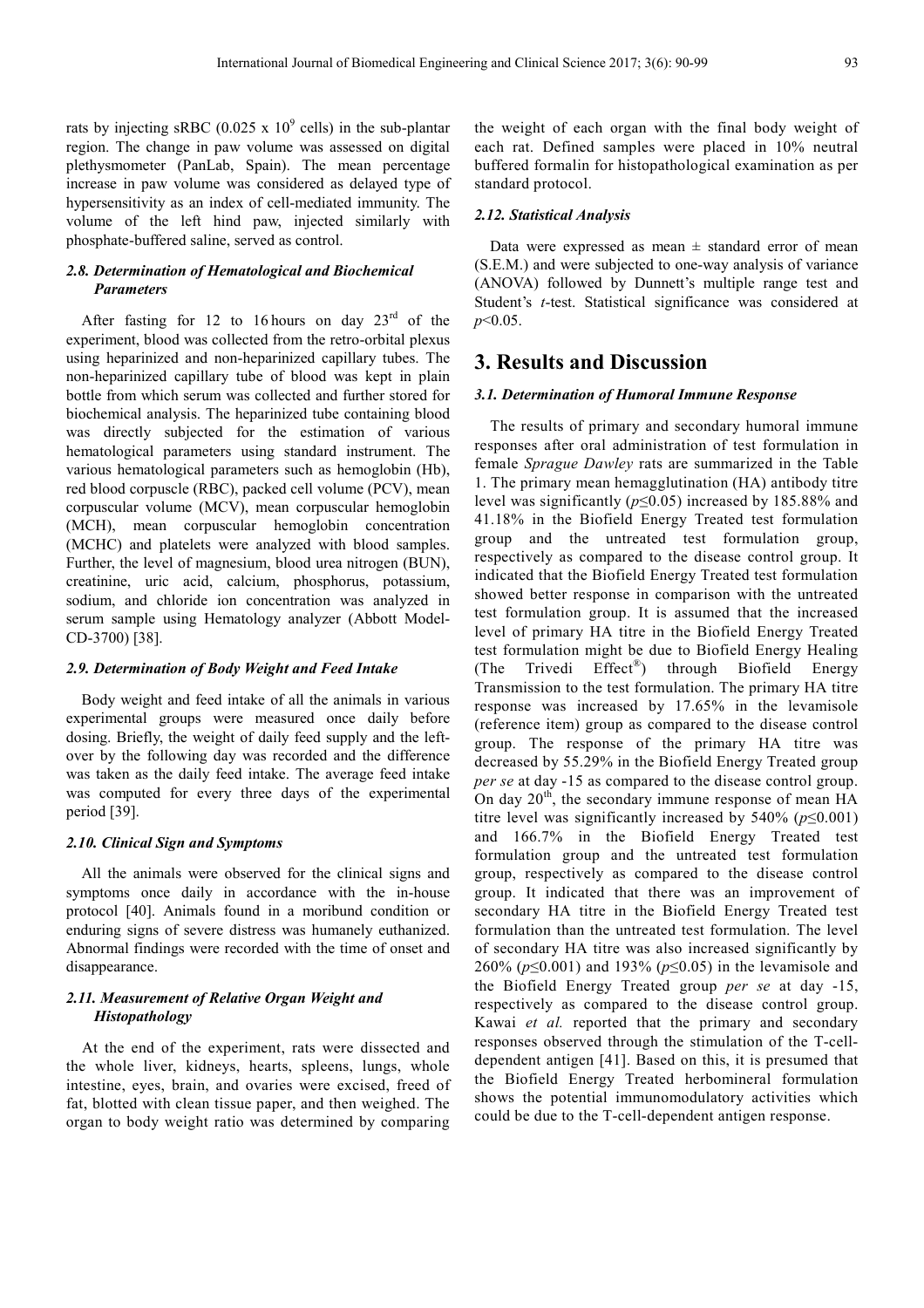rats by injecting sRBC ($0.025 \times 10^9$ cells) in the sub-plantar region. The change in paw volume was assessed on digital plethysmometer (PanLab, Spain). The mean percentage increase in paw volume was considered as delayed type of hypersensitivity as an index of cell-mediated immunity. The volume of the left hind paw, injected similarly with phosphate-buffered saline, served as control.

### 2.8. Determination of Hematological and Biochemical Parameters

After fasting for 12 to 16 hours on day 23rd of the experiment, blood was collected from the retro-orbital plexus using heparinized and non-heparinized capillary tubes. The non-heparinized capillary tube of blood was kept in plain bottle from which serum was collected and further stored for biochemical analysis. The heparinized tube containing blood was directly subjected for the estimation of various hematological parameters using standard instrument. The various hematological parameters such as hemoglobin (Hb), red blood corpuscle (RBC), packed cell volume (PCV), mean corpuscular volume (MCV), mean corpuscular hemoglobin (MCH), mean corpuscular hemoglobin concentration (MCHC) and platelets were analyzed with blood samples. Further, the level of magnesium, blood urea nitrogen (BUN), creatinine, uric acid, calcium, phosphorus, potassium, sodium, and chloride ion concentration was analyzed in serum sample using Hematology analyzer (Abbott Model-CD-3700) [38].

### 2.9. Determination of Body Weight and Feed Intake

Body weight and feed intake of all the animals in various experimental groups were measured once daily before dosing. Briefly, the weight of daily feed supply and the left-over by the following day was recorded and the difference was taken as the daily feed intake. The average feed intake was computed for every three days of the experimental period [39].

### 2.10. Clinical Sign and Symptoms

All the animals were observed for the clinical signs and symptoms once daily in accordance with the in-house protocol [40]. Animals found in a moribund condition or enduring signs of severe distress was humanely euthanized. Abnormal findings were recorded with the time of onset and disappearance.

### 2.11. Measurement of Relative Organ Weight and Histopathology

At the end of the experiment, rats were dissected and the whole liver, kidneys, hearts, spleens, lungs, whole intestine, eyes, brain, and ovaries were excised, freed of fat, blotted with clean tissue paper, and then weighed. The organ to body weight ratio was determined by comparing the weight of each organ with the final body weight of each rat. Defined samples were placed in 10% neutral buffered formalin for histopathological examination as per standard protocol.

### 2.12. Statistical Analysis

Data were expressed as mean ± standard error of mean (S.E.M.) and were subjected to one-way analysis of variance (ANOVA) followed by Dunnett's multiple range test and Student's *t*-test. Statistical significance was considered at $p<0.05$.

## 3. Results and Discussion

### 3.1. Determination of Humoral Immune Response

The results of primary and secondary humoral immune responses after oral administration of test formulation in female *Sprague Dawley* rats are summarized in the Table 1. The primary mean hemagglutination (HA) antibody titre level was significantly ($p\leq0.05$) increased by 185.88% and 41.18% in the Biofield Energy Treated test formulation group and the untreated test formulation group, respectively as compared to the disease control group. It indicated that the Biofield Energy Treated test formulation showed better response in comparison with the untreated test formulation group. It is assumed that the increased level of primary HA titre in the Biofield Energy Treated test formulation might be due to Biofield Energy Healing (The Trivedi Effect®) through Biofield Energy Transmission to the test formulation. The primary HA titre response was increased by 17.65% in the levamisole (reference item) group as compared to the disease control group. The response of the primary HA titre was decreased by 55.29% in the Biofield Energy Treated group *per se* at day -15 as compared to the disease control group. On day 20th, the secondary immune response of mean HA titre level was significantly increased by 540% ($p\leq0.001$) and 166.7% in the Biofield Energy Treated test formulation group and the untreated test formulation group, respectively as compared to the disease control group. It indicated that there was an improvement of secondary HA titre in the Biofield Energy Treated test formulation than the untreated test formulation. The level of secondary HA titre was also increased significantly by 260% ($p\leq0.001$) and 193% ($p\leq0.05$) in the levamisole and the Biofield Energy Treated group *per se* at day -15, respectively as compared to the disease control group. Kawai *et al.* reported that the primary and secondary responses observed through the stimulation of the T-cell-dependent antigen [41]. Based on this, it is presumed that the Biofield Energy Treated herbomineral formulation shows the potential immunomodulatory activities which could be due to the T-cell-dependent antigen response.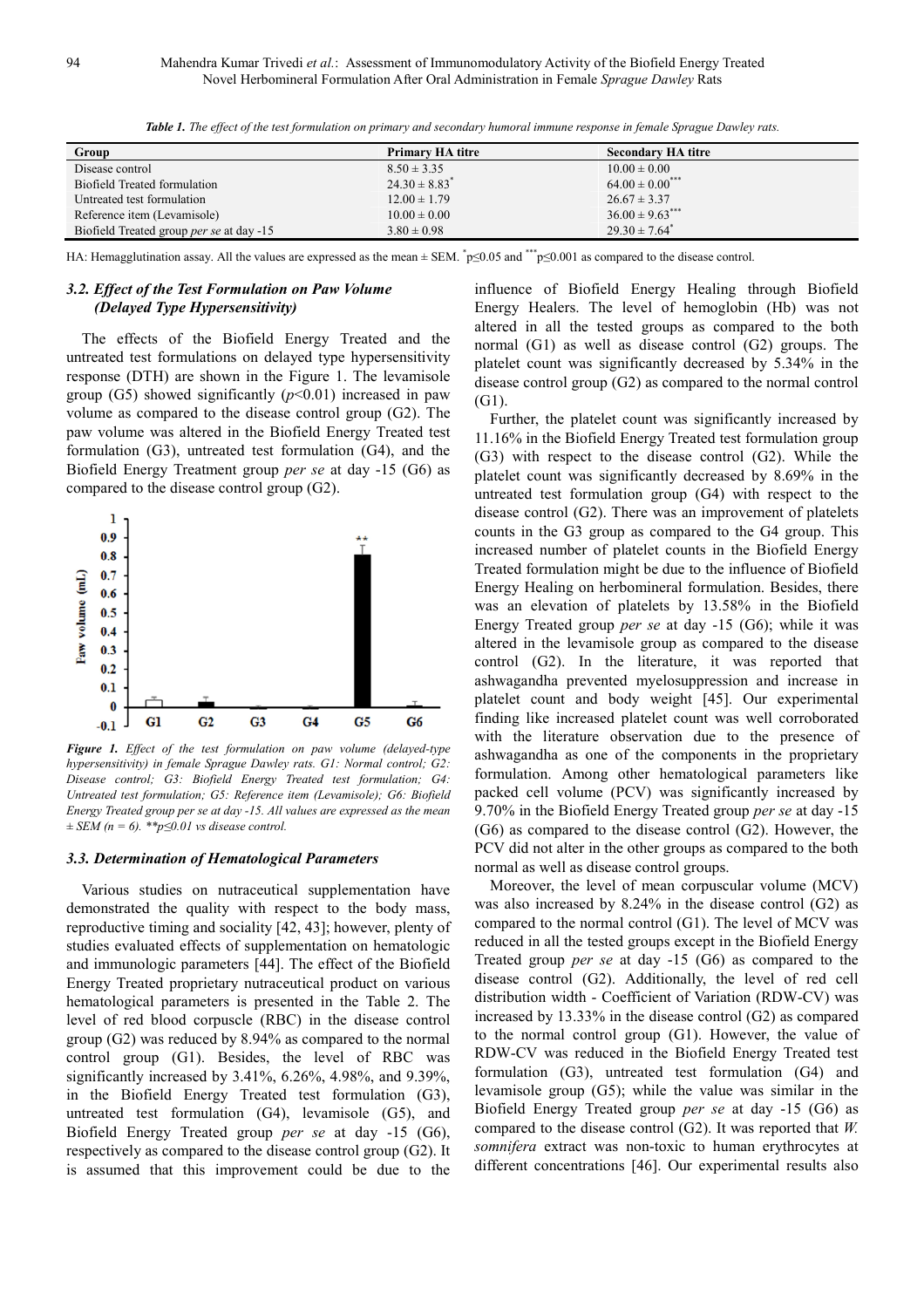*Table 1. The effect of the test formulation on primary and secondary humoral immune response in female Sprague Dawley rats.*

| Group | Primary HA titre | Secondary HA titre |
|---|---|---|
| Disease control | $8.50 \pm 3.35$ | $10.00 \pm 0.00$ |
| Biofield Treated formulation | $24.30 \pm 8.83^{*}$ | $64.00 \pm 0.00^{***}$ |
| Untreated test formulation | $12.00 \pm 1.79$ | $26.67 \pm 3.37$ |
| Reference item (Levamisole) | $10.00 \pm 0.00$ | $36.00 \pm 9.63^{***}$ |
| Biofield Treated group *per se* at day -15 | $3.80 \pm 0.98$ | $29.30 \pm 7.64^{*}$ |

HA: Hemagglutination assay. All the values are expressed as the mean ± SEM. $^{*}p\leq0.05$ and $^{***}p\leq0.001$ as compared to the disease control.

### 3.2. Effect of the Test Formulation on Paw Volume (Delayed Type Hypersensitivity)

The effects of the Biofield Energy Treated and the untreated test formulations on delayed type hypersensitivity response (DTH) are shown in the Figure 1. The levamisole group (G5) showed significantly ($p<0.01$) increased in paw volume as compared to the disease control group (G2). The paw volume was altered in the Biofield Energy Treated test formulation (G3), untreated test formulation (G4), and the Biofield Energy Treatment group *per se* at day -15 (G6) as compared to the disease control group (G2).

*Figure 1. Effect of the test formulation on paw volume (delayed-type hypersensitivity) in female Sprague Dawley rats. G1: Normal control; G2: Disease control; G3: Biofield Energy Treated test formulation; G4: Untreated test formulation; G5: Reference item (Levamisole); G6: Biofield Energy Treated group per se at day -15. All values are expressed as the mean ± SEM (n = 6). \*\*p≤0.01 vs disease control.*

### 3.3. Determination of Hematological Parameters

Various studies on nutraceutical supplementation have demonstrated the quality with respect to the body mass, reproductive timing and sociality [42, 43]; however, plenty of studies evaluated effects of supplementation on hematologic and immunologic parameters [44]. The effect of the Biofield Energy Treated proprietary nutraceutical product on various hematological parameters is presented in the Table 2. The level of red blood corpuscle (RBC) in the disease control group (G2) was reduced by 8.94% as compared to the normal control group (G1). Besides, the level of RBC was significantly increased by 3.41%, 6.26%, 4.98%, and 9.39%, in the Biofield Energy Treated test formulation (G3), untreated test formulation (G4), levamisole (G5), and Biofield Energy Treated group *per se* at day -15 (G6), respectively as compared to the disease control group (G2). It is assumed that this improvement could be due to the influence of Biofield Energy Healing through Biofield Energy Healers. The level of hemoglobin (Hb) was not altered in all the tested groups as compared to the both normal (G1) as well as disease control (G2) groups. The platelet count was significantly decreased by 5.34% in the disease control group (G2) as compared to the normal control (G1).

Further, the platelet count was significantly increased by 11.16% in the Biofield Energy Treated test formulation group (G3) with respect to the disease control (G2). While the platelet count was significantly decreased by 8.69% in the untreated test formulation group (G4) with respect to the disease control (G2). There was an improvement of platelets counts in the G3 group as compared to the G4 group. This increased number of platelet counts in the Biofield Energy Treated formulation might be due to the influence of Biofield Energy Healing on herbomineral formulation. Besides, there was an elevation of platelets by 13.58% in the Biofield Energy Treated group *per se* at day -15 (G6); while it was altered in the levamisole group as compared to the disease control (G2). In the literature, it was reported that ashwagandha prevented myelosuppression and increase in platelet count and body weight [45]. Our experimental finding like increased platelet count was well corroborated with the literature observation due to the presence of ashwagandha as one of the components in the proprietary formulation. Among other hematological parameters like packed cell volume (PCV) was significantly increased by 9.70% in the Biofield Energy Treated group *per se* at day -15 (G6) as compared to the disease control (G2). However, the PCV did not alter in the other groups as compared to the both normal as well as disease control groups.

Moreover, the level of mean corpuscular volume (MCV) was also increased by 8.24% in the disease control (G2) as compared to the normal control (G1). The level of MCV was reduced in all the tested groups except in the Biofield Energy Treated group *per se* at day -15 (G6) as compared to the disease control (G2). Additionally, the level of red cell distribution width - Coefficient of Variation (RDW-CV) was increased by 13.33% in the disease control (G2) as compared to the normal control group (G1). However, the value of RDW-CV was reduced in the Biofield Energy Treated test formulation (G3), untreated test formulation (G4) and levamisole group (G5); while the value was similar in the Biofield Energy Treated group *per se* at day -15 (G6) as compared to the disease control (G2). It was reported that *W. somnifera* extract was non-toxic to human erythrocytes at different concentrations [46]. Our experimental results also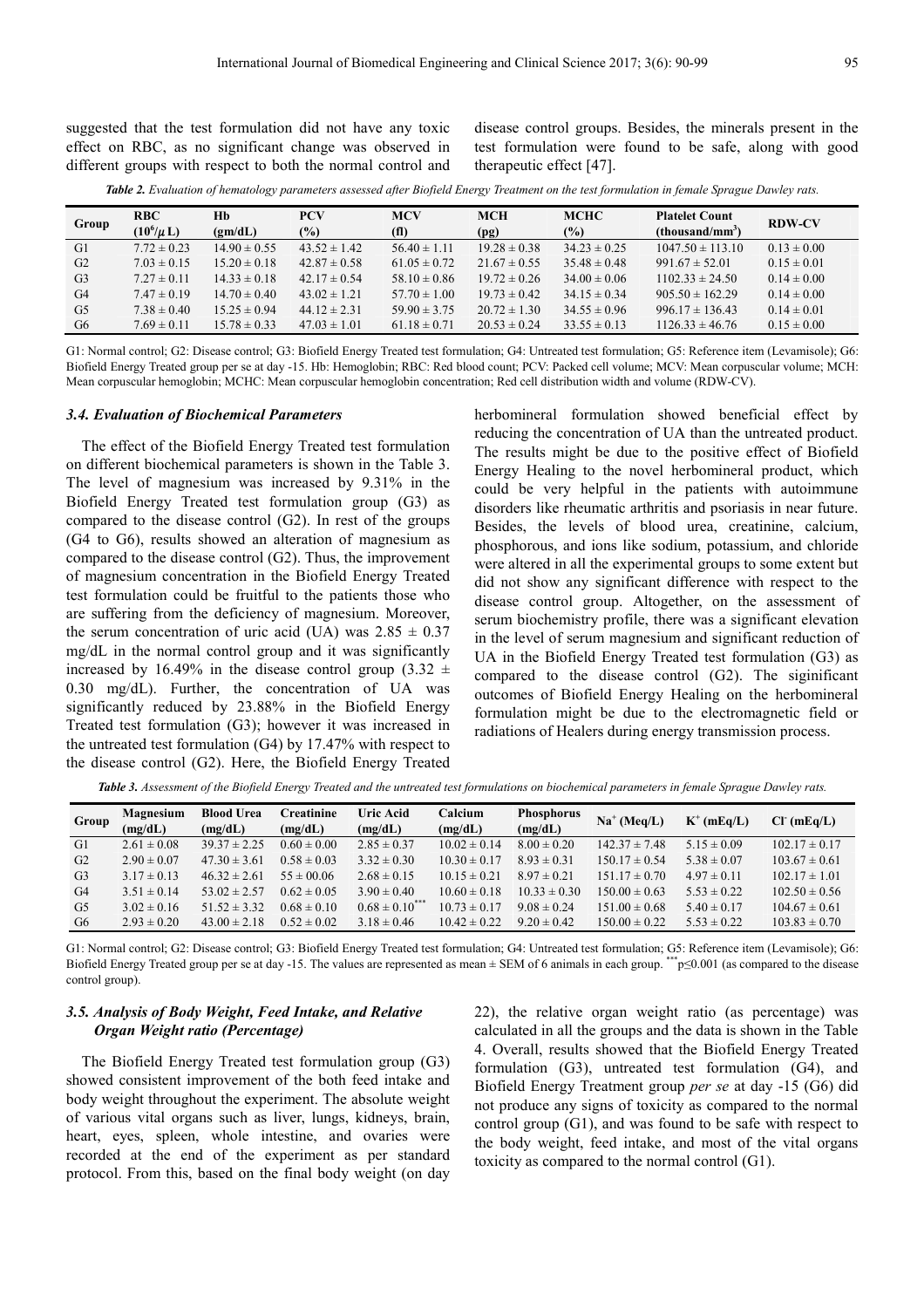suggested that the test formulation did not have any toxic effect on RBC, as no significant change was observed in different groups with respect to both the normal control and disease control groups. Besides, the minerals present in the test formulation were found to be safe, along with good therapeutic effect [47].

***Table 2.** Evaluation of hematology parameters assessed after Biofield Energy Treatment on the test formulation in female Sprague Dawley rats.*

| Group | RBC ($10^6/\mu$L) | Hb (gm/dL) | PCV (%) | MCV (fl) | MCH (pg) | MCHC (%) | Platelet Count (thousand/mm$^3$) | RDW-CV |
|---|---|---|---|---|---|---|---|---|
| G1 | 7.72 ± 0.23 | 14.90 ± 0.55 | 43.52 ± 1.42 | 56.40 ± 1.11 | 19.28 ± 0.38 | 34.23 ± 0.25 | 1047.50 ± 113.10 | 0.13 ± 0.00 |
| G2 | 7.03 ± 0.15 | 15.20 ± 0.18 | 42.87 ± 0.58 | 61.05 ± 0.72 | 21.67 ± 0.55 | 35.48 ± 0.48 | 991.67 ± 52.01 | 0.15 ± 0.01 |
| G3 | 7.27 ± 0.11 | 14.33 ± 0.18 | 42.17 ± 0.54 | 58.10 ± 0.86 | 19.72 ± 0.26 | 34.00 ± 0.06 | 1102.33 ± 24.50 | 0.14 ± 0.00 |
| G4 | 7.47 ± 0.19 | 14.70 ± 0.40 | 43.02 ± 1.21 | 57.70 ± 1.00 | 19.73 ± 0.42 | 34.15 ± 0.34 | 905.50 ± 162.29 | 0.14 ± 0.00 |
| G5 | 7.38 ± 0.40 | 15.25 ± 0.94 | 44.12 ± 2.31 | 59.90 ± 3.75 | 20.72 ± 1.30 | 34.55 ± 0.96 | 996.17 ± 136.43 | 0.14 ± 0.01 |
| G6 | 7.69 ± 0.11 | 15.78 ± 0.33 | 47.03 ± 1.01 | 61.18 ± 0.71 | 20.53 ± 0.24 | 33.55 ± 0.13 | 1126.33 ± 46.76 | 0.15 ± 0.00 |

G1: Normal control; G2: Disease control; G3: Biofield Energy Treated test formulation; G4: Untreated test formulation; G5: Reference item (Levamisole); G6: Biofield Energy Treated group per se at day -15. Hb: Hemoglobin; RBC: Red blood count; PCV: Packed cell volume; MCV: Mean corpuscular volume; MCH: Mean corpuscular hemoglobin; MCHC: Mean corpuscular hemoglobin concentration; Red cell distribution width and volume (RDW-CV).

### *3.4. Evaluation of Biochemical Parameters*

The effect of the Biofield Energy Treated test formulation on different biochemical parameters is shown in the Table 3. The level of magnesium was increased by 9.31% in the Biofield Energy Treated test formulation group (G3) as compared to the disease control (G2). In rest of the groups (G4 to G6), results showed an alteration of magnesium as compared to the disease control (G2). Thus, the improvement of magnesium concentration in the Biofield Energy Treated test formulation could be fruitful to the patients those who are suffering from the deficiency of magnesium. Moreover, the serum concentration of uric acid (UA) was 2.85 ± 0.37 mg/dL in the normal control group and it was significantly increased by 16.49% in the disease control group (3.32 ± 0.30 mg/dL). Further, the concentration of UA was significantly reduced by 23.88% in the Biofield Energy Treated test formulation (G3); however it was increased in the untreated test formulation (G4) by 17.47% with respect to the disease control (G2). Here, the Biofield Energy Treated herbomineral formulation showed beneficial effect by reducing the concentration of UA than the untreated product. The results might be due to the positive effect of Biofield Energy Healing to the novel herbomineral product, which could be very helpful in the patients with autoimmune disorders like rheumatic arthritis and psoriasis in near future. Besides, the levels of blood urea, creatinine, calcium, phosphorous, and ions like sodium, potassium, and chloride were altered in all the experimental groups to some extent but did not show any significant difference with respect to the disease control group. Altogether, on the assessment of serum biochemistry profile, there was a significant elevation in the level of serum magnesium and significant reduction of UA in the Biofield Energy Treated test formulation (G3) as compared to the disease control (G2). The siginificant outcomes of Biofield Energy Healing on the herbomineral formulation might be due to the electromagnetic field or radiations of Healers during energy transmission process.

***Table 3.** Assessment of the Biofield Energy Treated and the untreated test formulations on biochemical parameters in female Sprague Dawley rats.*

| Group | Magnesium (mg/dL) | Blood Urea (mg/dL) | Creatinine (mg/dL) | Uric Acid (mg/dL) | Calcium (mg/dL) | Phosphorus (mg/dL) | $Na^+$ (Meq/L) | $K^+$ (mEq/L) | $Cl^-$ (mEq/L) |
|---|---|---|---|---|---|---|---|---|---|
| G1 | 2.61 ± 0.08 | 39.37 ± 2.25 | 0.60 ± 0.00 | 2.85 ± 0.37 | 10.02 ± 0.14 | 8.00 ± 0.20 | 142.37 ± 7.48 | 5.15 ± 0.09 | 102.17 ± 0.17 |
| G2 | 2.90 ± 0.07 | 47.30 ± 3.61 | 0.58 ± 0.03 | 3.32 ± 0.30 | 10.30 ± 0.17 | 8.93 ± 0.31 | 150.17 ± 0.54 | 5.38 ± 0.07 | 103.67 ± 0.61 |
| G3 | 3.17 ± 0.13 | 46.32 ± 2.61 | 55 ± 00.06 | 2.68 ± 0.15 | 10.15 ± 0.21 | 8.97 ± 0.21 | 151.17 ± 0.70 | 4.97 ± 0.11 | 102.17 ± 1.01 |
| G4 | 3.51 ± 0.14 | 53.02 ± 2.57 | 0.62 ± 0.05 | 3.90 ± 0.40 | 10.60 ± 0.18 | 10.33 ± 0.30 | 150.00 ± 0.63 | 5.53 ± 0.22 | 102.50 ± 0.56 |
| G5 | 3.02 ± 0.16 | 51.52 ± 3.32 | 0.68 ± 0.10 | 0.68 ± 0.10*** | 10.73 ± 0.17 | 9.08 ± 0.24 | 151.00 ± 0.68 | 5.40 ± 0.17 | 104.67 ± 0.61 |
| G6 | 2.93 ± 0.20 | 43.00 ± 2.18 | 0.52 ± 0.02 | 3.18 ± 0.46 | 10.42 ± 0.22 | 9.20 ± 0.42 | 150.00 ± 0.22 | 5.53 ± 0.22 | 103.83 ± 0.70 |

G1: Normal control; G2: Disease control; G3: Biofield Energy Treated test formulation; G4: Untreated test formulation; G5: Reference item (Levamisole); G6: Biofield Energy Treated group per se at day -15. The values are represented as mean ± SEM of 6 animals in each group. ***$p \leq 0.001$ (as compared to the disease control group).

### *3.5. Analysis of Body Weight, Feed Intake, and Relative Organ Weight ratio (Percentage)*

The Biofield Energy Treated test formulation group (G3) showed consistent improvement of the both feed intake and body weight throughout the experiment. The absolute weight of various vital organs such as liver, lungs, kidneys, brain, heart, eyes, spleen, whole intestine, and ovaries were recorded at the end of the experiment as per standard protocol. From this, based on the final body weight (on day 22), the relative organ weight ratio (as percentage) was calculated in all the groups and the data is shown in the Table 4. Overall, results showed that the Biofield Energy Treated formulation (G3), untreated test formulation (G4), and Biofield Energy Treatment group *per se* at day -15 (G6) did not produce any signs of toxicity as compared to the normal control group (G1), and was found to be safe with respect to the body weight, feed intake, and most of the vital organs toxicity as compared to the normal control (G1).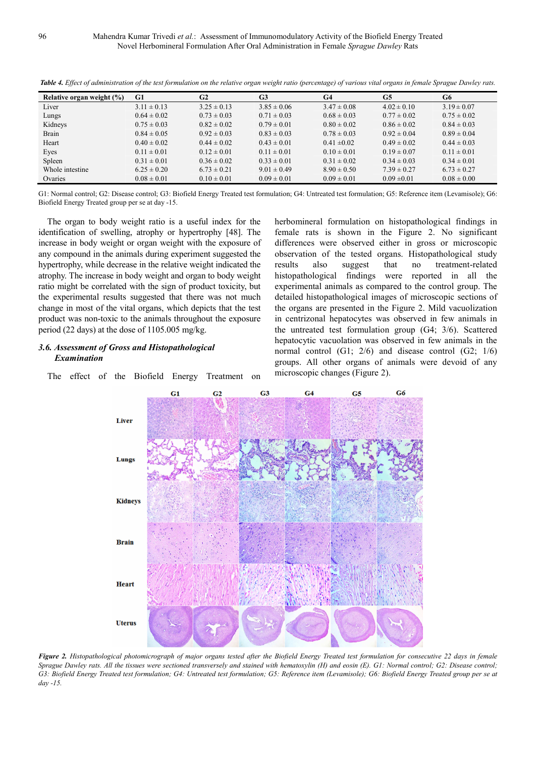*Table 4. Effect of administration of the test formulation on the relative organ weight ratio (percentage) of various vital organs in female Sprague Dawley rats.*

| Relative organ weight (%) | G1 | G2 | G3 | G4 | G5 | G6 |
|---|---|---|---|---|---|---|
| Liver | 3.11 ± 0.13 | 3.25 ± 0.13 | 3.85 ± 0.06 | 3.47 ± 0.08 | 4.02 ± 0.10 | 3.19 ± 0.07 |
| Lungs | 0.64 ± 0.02 | 0.73 ± 0.03 | 0.71 ± 0.03 | 0.68 ± 0.03 | 0.77 ± 0.02 | 0.75 ± 0.02 |
| Kidneys | 0.75 ± 0.03 | 0.82 ± 0.02 | 0.79 ± 0.01 | 0.80 ± 0.02 | 0.86 ± 0.02 | 0.84 ± 0.03 |
| Brain | 0.84 ± 0.05 | 0.92 ± 0.03 | 0.83 ± 0.03 | 0.78 ± 0.03 | 0.92 ± 0.04 | 0.89 ± 0.04 |
| Heart | 0.40 ± 0.02 | 0.44 ± 0.02 | 0.43 ± 0.01 | 0.41 ±0.02 | 0.49 ± 0.02 | 0.44 ± 0.03 |
| Eyes | 0.11 ± 0.01 | 0.12 ± 0.01 | 0.11 ± 0.01 | 0.10 ± 0.01 | 0.19 ± 0.07 | 0.11 ± 0.01 |
| Spleen | 0.31 ± 0.01 | 0.36 ± 0.02 | 0.33 ± 0.01 | 0.31 ± 0.02 | 0.34 ± 0.03 | 0.34 ± 0.01 |
| Whole intestine | 6.25 ± 0.20 | 6.73 ± 0.21 | 9.01 ± 0.49 | 8.90 ± 0.50 | 7.39 ± 0.27 | 6.73 ± 0.27 |
| Ovaries | 0.08 ± 0.01 | 0.10 ± 0.01 | 0.09 ± 0.01 | 0.09 ± 0.01 | 0.09 ±0.01 | 0.08 ± 0.00 |

G1: Normal control; G2: Disease control; G3: Biofield Energy Treated test formulation; G4: Untreated test formulation; G5: Reference item (Levamisole); G6: Biofield Energy Treated group per se at day -15.

The organ to body weight ratio is a useful index for the identification of swelling, atrophy or hypertrophy [48]. The increase in body weight or organ weight with the exposure of any compound in the animals during experiment suggested the hypertrophy, while decrease in the relative weight indicated the atrophy. The increase in body weight and organ to body weight ratio might be correlated with the sign of product toxicity, but the experimental results suggested that there was not much change in most of the vital organs, which depicts that the test product was non-toxic to the animals throughout the exposure period (22 days) at the dose of 1105.005 mg/kg.

### *3.6. Assessment of Gross and Histopathological Examination*

The effect of the Biofield Energy Treatment on herbomineral formulation on histopathological findings in female rats is shown in the Figure 2. No significant differences were observed either in gross or microscopic observation of the tested organs. Histopathological study results also suggest that no treatment-related histopathological findings were reported in all the experimental animals as compared to the control group. The detailed histopathological images of microscopic sections of the organs are presented in the Figure 2. Mild vacuolization in centrizonal hepatocytes was observed in few animals in the untreated test formulation group (G4; 3/6). Scattered hepatocytic vacuolation was observed in few animals in the normal control (G1; 2/6) and disease control (G2; 1/6) groups. All other organs of animals were devoid of any microscopic changes (Figure 2).

*Figure 2. Histopathological photomicrograph of major organs tested after the Biofield Energy Treated test formulation for consecutive 22 days in female Sprague Dawley rats. All the tissues were sectioned transversely and stained with hematoxylin (H) and eosin (E). G1: Normal control; G2: Disease control; G3: Biofield Energy Treated test formulation; G4: Untreated test formulation; G5: Reference item (Levamisole); G6: Biofield Energy Treated group per se at day -15.*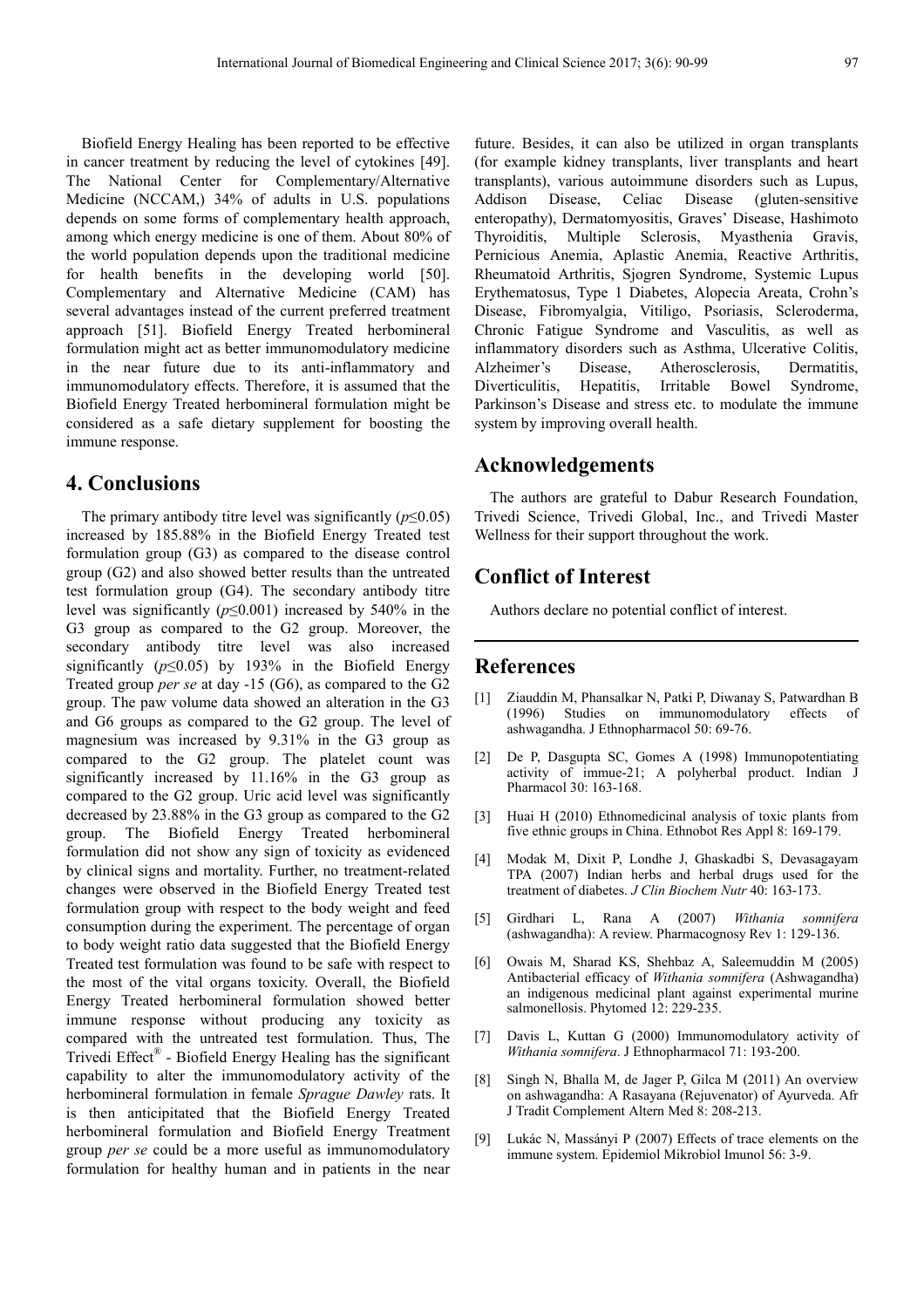Biofield Energy Healing has been reported to be effective in cancer treatment by reducing the level of cytokines [49]. The National Center for Complementary/Alternative Medicine (NCCAM,) 34% of adults in U.S. populations depends on some forms of complementary health approach, among which energy medicine is one of them. About 80% of the world population depends upon the traditional medicine for health benefits in the developing world [50]. Complementary and Alternative Medicine (CAM) has several advantages instead of the current preferred treatment approach [51]. Biofield Energy Treated herbomineral formulation might act as better immunomodulatory medicine in the near future due to its anti-inflammatory and immunomodulatory effects. Therefore, it is assumed that the Biofield Energy Treated herbomineral formulation might be considered as a safe dietary supplement for boosting the immune response.

## 4. Conclusions

The primary antibody titre level was significantly ($p \leq 0.05$) increased by 185.88% in the Biofield Energy Treated test formulation group (G3) as compared to the disease control group (G2) and also showed better results than the untreated test formulation group (G4). The secondary antibody titre level was significantly ($p \leq 0.001$) increased by 540% in the G3 group as compared to the G2 group. Moreover, the secondary antibody titre level was also increased significantly ($p \leq 0.05$) by 193% in the Biofield Energy Treated group *per se* at day -15 (G6), as compared to the G2 group. The paw volume data showed an alteration in the G3 and G6 groups as compared to the G2 group. The level of magnesium was increased by 9.31% in the G3 group as compared to the G2 group. The platelet count was significantly increased by 11.16% in the G3 group as compared to the G2 group. Uric acid level was significantly decreased by 23.88% in the G3 group as compared to the G2 group. The Biofield Energy Treated herbomineral formulation did not show any sign of toxicity as evidenced by clinical signs and mortality. Further, no treatment-related changes were observed in the Biofield Energy Treated test formulation group with respect to the body weight and feed consumption during the experiment. The percentage of organ to body weight ratio data suggested that the Biofield Energy Treated test formulation was found to be safe with respect to the most of the vital organs toxicity. Overall, the Biofield Energy Treated herbomineral formulation showed better immune response without producing any toxicity as compared with the untreated test formulation. Thus, The Trivedi Effect® - Biofield Energy Healing has the significant capability to alter the immunomodulatory activity of the herbomineral formulation in female *Sprague Dawley* rats. It is then anticipitated that the Biofield Energy Treated herbomineral formulation and Biofield Energy Treatment group *per se* could be a more useful as immunomodulatory formulation for healthy human and in patients in the near future. Besides, it can also be utilized in organ transplants (for example kidney transplants, liver transplants and heart transplants), various autoimmune disorders such as Lupus, Addison Disease, Celiac Disease (gluten-sensitive enteropathy), Dermatomyositis, Graves' Disease, Hashimoto Thyroiditis, Multiple Sclerosis, Myasthenia Gravis, Pernicious Anemia, Aplastic Anemia, Reactive Arthritis, Rheumatoid Arthritis, Sjogren Syndrome, Systemic Lupus Erythematosus, Type 1 Diabetes, Alopecia Areata, Crohn's Disease, Fibromyalgia, Vitiligo, Psoriasis, Scleroderma, Chronic Fatigue Syndrome and Vasculitis, as well as inflammatory disorders such as Asthma, Ulcerative Colitis, Alzheimer's Disease, Atherosclerosis, Dermatitis, Diverticulitis, Hepatitis, Irritable Bowel Syndrome, Parkinson's Disease and stress etc. to modulate the immune system by improving overall health.

## Acknowledgements

The authors are grateful to Dabur Research Foundation, Trivedi Science, Trivedi Global, Inc., and Trivedi Master Wellness for their support throughout the work.

## Conflict of Interest

Authors declare no potential conflict of interest.

## References

[1] Ziauddin M, Phansalkar N, Patki P, Diwanay S, Patwardhan B (1996) Studies on immunomodulatory effects of ashwagandha. J Ethnopharmacol 50: 69-76.

[2] De P, Dasgupta SC, Gomes A (1998) Immunopotentiating activity of immue-21; A polyherbal product. Indian J Pharmacol 30: 163-168.

[3] Huai H (2010) Ethnomedicinal analysis of toxic plants from five ethnic groups in China. Ethnobot Res Appl 8: 169-179.

[4] Modak M, Dixit P, Londhe J, Ghaskadbi S, Devasagayam TPA (2007) Indian herbs and herbal drugs used for the treatment of diabetes. *J Clin Biochem Nutr* 40: 163-173.

[5] Girdhari L, Rana A (2007) *Withania somnifera* (ashwagandha): A review. Pharmacognosy Rev 1: 129-136.

[6] Owais M, Sharad KS, Shehbaz A, Saleemuddin M (2005) Antibacterial efficacy of *Withania somnifera* (Ashwagandha) an indigenous medicinal plant against experimental murine salmonellosis. Phytomed 12: 229-235.

[7] Davis L, Kuttan G (2000) Immunomodulatory activity of *Withania somnifera*. J Ethnopharmacol 71: 193-200.

[8] Singh N, Bhalla M, de Jager P, Gilca M (2011) An overview on ashwagandha: A Rasayana (Rejuvenator) of Ayurveda. Afr J Tradit Complement Altern Med 8: 208-213.

[9] Lukác N, Massányi P (2007) Effects of trace elements on the immune system. Epidemiol Mikrobiol Imunol 56: 3-9.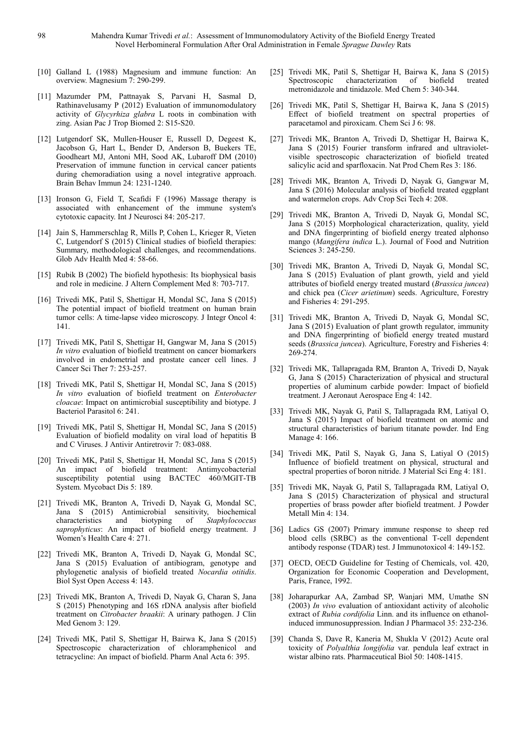[10] Galland L (1988) Magnesium and immune function: An overview. Magnesium 7: 290-299.

[11] Mazumder PM, Pattnayak S, Parvani H, Sasmal D, Rathinavelusamy P (2012) Evaluation of immunomodulatory activity of *Glycyrhiza glabra* L roots in combination with zing. Asian Pac J Trop Biomed 2: S15-S20.

[12] Lutgendorf SK, Mullen-Houser E, Russell D, Degeest K, Jacobson G, Hart L, Bender D, Anderson B, Buekers TE, Goodheart MJ, Antoni MH, Sood AK, Lubaroff DM (2010) Preservation of immune function in cervical cancer patients during chemoradiation using a novel integrative approach. Brain Behav Immun 24: 1231-1240.

[13] Ironson G, Field T, Scafidi F (1996) Massage therapy is associated with enhancement of the immune system's cytotoxic capacity. Int J Neurosci 84: 205-217.

[14] Jain S, Hammerschlag R, Mills P, Cohen L, Krieger R, Vieten C, Lutgendorf S (2015) Clinical studies of biofield therapies: Summary, methodological challenges, and recommendations. Glob Adv Health Med 4: 58-66.

[15] Rubik B (2002) The biofield hypothesis: Its biophysical basis and role in medicine. J Altern Complement Med 8: 703-717.

[16] Trivedi MK, Patil S, Shettigar H, Mondal SC, Jana S (2015) The potential impact of biofield treatment on human brain tumor cells: A time-lapse video microscopy. J Integr Oncol 4: 141.

[17] Trivedi MK, Patil S, Shettigar H, Gangwar M, Jana S (2015) *In vitro* evaluation of biofield treatment on cancer biomarkers involved in endometrial and prostate cancer cell lines. J Cancer Sci Ther 7: 253-257.

[18] Trivedi MK, Patil S, Shettigar H, Mondal SC, Jana S (2015) *In vitro* evaluation of biofield treatment on *Enterobacter cloacae*: Impact on antimicrobial susceptibility and biotype. J Bacteriol Parasitol 6: 241.

[19] Trivedi MK, Patil S, Shettigar H, Mondal SC, Jana S (2015) Evaluation of biofield modality on viral load of hepatitis B and C Viruses. J Antivir Antiretrovir 7: 083-088.

[20] Trivedi MK, Patil S, Shettigar H, Mondal SC, Jana S (2015) An impact of biofield treatment: Antimycobacterial susceptibility potential using BACTEC 460/MGIT-TB System. Mycobact Dis 5: 189.

[21] Trivedi MK, Branton A, Trivedi D, Nayak G, Mondal SC, Jana S (2015) Antimicrobial sensitivity, biochemical characteristics and biotyping of *Staphylococcus saprophyticus*: An impact of biofield energy treatment. J Women's Health Care 4: 271.

[22] Trivedi MK, Branton A, Trivedi D, Nayak G, Mondal SC, Jana S (2015) Evaluation of antibiogram, genotype and phylogenetic analysis of biofield treated *Nocardia otitidis*. Biol Syst Open Access 4: 143.

[23] Trivedi MK, Branton A, Trivedi D, Nayak G, Charan S, Jana S (2015) Phenotyping and 16S rDNA analysis after biofield treatment on *Citrobacter braakii*: A urinary pathogen. J Clin Med Genom 3: 129.

[24] Trivedi MK, Patil S, Shettigar H, Bairwa K, Jana S (2015) Spectroscopic characterization of chloramphenicol and tetracycline: An impact of biofield. Pharm Anal Acta 6: 395.

[25] Trivedi MK, Patil S, Shettigar H, Bairwa K, Jana S (2015) Spectroscopic characterization of biofield treated metronidazole and tinidazole. Med Chem 5: 340-344.

[26] Trivedi MK, Patil S, Shettigar H, Bairwa K, Jana S (2015) Effect of biofield treatment on spectral properties of paracetamol and piroxicam. Chem Sci J 6: 98.

[27] Trivedi MK, Branton A, Trivedi D, Shettigar H, Bairwa K, Jana S (2015) Fourier transform infrared and ultraviolet-visible spectroscopic characterization of biofield treated salicylic acid and sparfloxacin. Nat Prod Chem Res 3: 186.

[28] Trivedi MK, Branton A, Trivedi D, Nayak G, Gangwar M, Jana S (2016) Molecular analysis of biofield treated eggplant and watermelon crops. Adv Crop Sci Tech 4: 208.

[29] Trivedi MK, Branton A, Trivedi D, Nayak G, Mondal SC, Jana S (2015) Morphological characterization, quality, yield and DNA fingerprinting of biofield energy treated alphonso mango (*Mangifera indica* L.). Journal of Food and Nutrition Sciences 3: 245-250.

[30] Trivedi MK, Branton A, Trivedi D, Nayak G, Mondal SC, Jana S (2015) Evaluation of plant growth, yield and yield attributes of biofield energy treated mustard (*Brassica juncea*) and chick pea (*Cicer arietinum*) seeds. Agriculture, Forestry and Fisheries 4: 291-295.

[31] Trivedi MK, Branton A, Trivedi D, Nayak G, Mondal SC, Jana S (2015) Evaluation of plant growth regulator, immunity and DNA fingerprinting of biofield energy treated mustard seeds (*Brassica juncea*). Agriculture, Forestry and Fisheries 4: 269-274.

[32] Trivedi MK, Tallapragada RM, Branton A, Trivedi D, Nayak G, Jana S (2015) Characterization of physical and structural properties of aluminum carbide powder: Impact of biofield treatment. J Aeronaut Aerospace Eng 4: 142.

[33] Trivedi MK, Nayak G, Patil S, Tallapragada RM, Latiyal O, Jana S (2015) Impact of biofield treatment on atomic and structural characteristics of barium titanate powder. Ind Eng Manage 4: 166.

[34] Trivedi MK, Patil S, Nayak G, Jana S, Latiyal O (2015) Influence of biofield treatment on physical, structural and spectral properties of boron nitride. J Material Sci Eng 4: 181.

[35] Trivedi MK, Nayak G, Patil S, Tallapragada RM, Latiyal O, Jana S (2015) Characterization of physical and structural properties of brass powder after biofield treatment. J Powder Metall Min 4: 134.

[36] Ladics GS (2007) Primary immune response to sheep red blood cells (SRBC) as the conventional T-cell dependent antibody response (TDAR) test. J Immunotoxicol 4: 149-152.

[37] OECD, OECD Guideline for Testing of Chemicals, vol. 420, Organization for Economic Cooperation and Development, Paris, France, 1992.

[38] Joharapurkar AA, Zambad SP, Wanjari MM, Umathe SN (2003) *In vivo* evaluation of antioxidant activity of alcoholic extract of *Rubia cordifolia* Linn. and its influence on ethanol-induced immunosuppression. Indian J Pharmacol 35: 232-236.

[39] Chanda S, Dave R, Kaneria M, Shukla V (2012) Acute oral toxicity of *Polyalthia longifolia* var. pendula leaf extract in wistar albino rats. Pharmaceutical Biol 50: 1408-1415.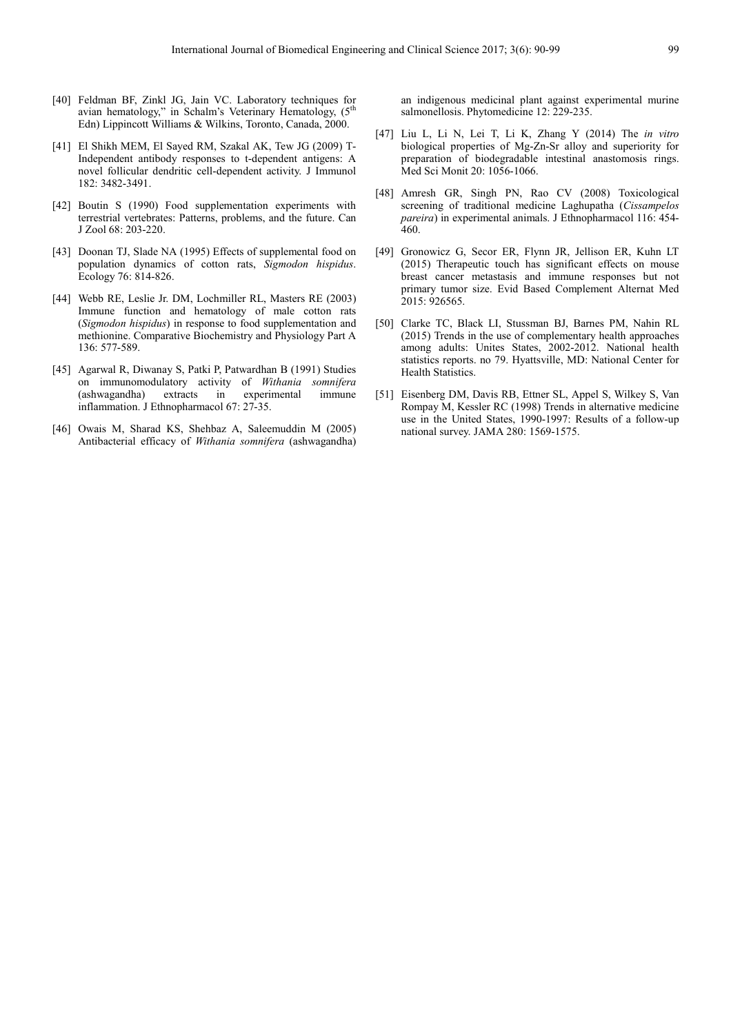[40] Feldman BF, Zinkl JG, Jain VC. Laboratory techniques for avian hematology," in Schalm's Veterinary Hematology, (5[th] Edn) Lippincott Williams & Wilkins, Toronto, Canada, 2000.

[41] El Shikh MEM, El Sayed RM, Szakal AK, Tew JG (2009) T-Independent antibody responses to t-dependent antigens: A novel follicular dendritic cell-dependent activity. J Immunol 182: 3482-3491.

[42] Boutin S (1990) Food supplementation experiments with terrestrial vertebrates: Patterns, problems, and the future. Can J Zool 68: 203-220.

[43] Doonan TJ, Slade NA (1995) Effects of supplemental food on population dynamics of cotton rats, *Sigmodon hispidus*. Ecology 76: 814-826.

[44] Webb RE, Leslie Jr. DM, Lochmiller RL, Masters RE (2003) Immune function and hematology of male cotton rats (*Sigmodon hispidus*) in response to food supplementation and methionine. Comparative Biochemistry and Physiology Part A 136: 577-589.

[45] Agarwal R, Diwanay S, Patki P, Patwardhan B (1991) Studies on immunomodulatory activity of *Withania somnifera* (ashwagandha) extracts in experimental immune inflammation. J Ethnopharmacol 67: 27-35.

[46] Owais M, Sharad KS, Shehbaz A, Saleemuddin M (2005) Antibacterial efficacy of *Withania somnifera* (ashwagandha) an indigenous medicinal plant against experimental murine salmonellosis. Phytomedicine 12: 229-235.

[47] Liu L, Li N, Lei T, Li K, Zhang Y (2014) The *in vitro* biological properties of Mg-Zn-Sr alloy and superiority for preparation of biodegradable intestinal anastomosis rings. Med Sci Monit 20: 1056-1066.

[48] Amresh GR, Singh PN, Rao CV (2008) Toxicological screening of traditional medicine Laghupatha (*Cissampelos pareira*) in experimental animals. J Ethnopharmacol 116: 454-460.

[49] Gronowicz G, Secor ER, Flynn JR, Jellison ER, Kuhn LT (2015) Therapeutic touch has significant effects on mouse breast cancer metastasis and immune responses but not primary tumor size. Evid Based Complement Alternat Med 2015: 926565.

[50] Clarke TC, Black LI, Stussman BJ, Barnes PM, Nahin RL (2015) Trends in the use of complementary health approaches among adults: Unites States, 2002-2012. National health statistics reports. no 79. Hyattsville, MD: National Center for Health Statistics.

[51] Eisenberg DM, Davis RB, Ettner SL, Appel S, Wilkey S, Van Rompay M, Kessler RC (1998) Trends in alternative medicine use in the United States, 1990-1997: Results of a follow-up national survey. JAMA 280: 1569-1575.